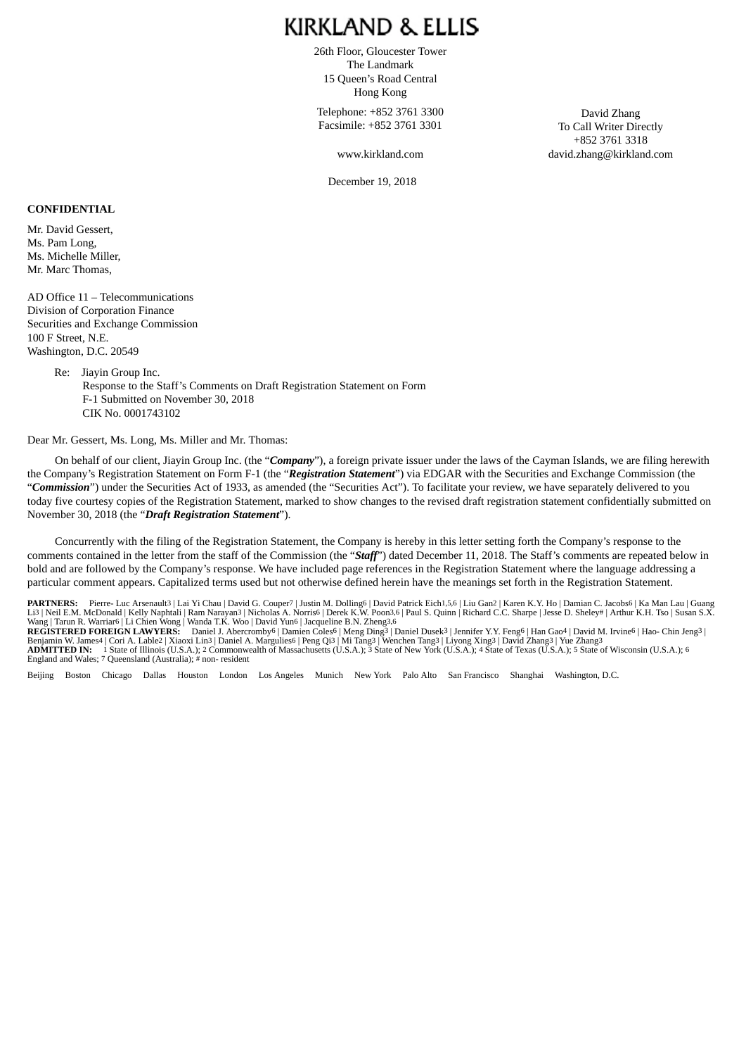# KIRKLAND & ELLIS

26th Floor, Gloucester Tower
The Landmark
15 Queen's Road Central
Hong Kong

Telephone: +852 3761 3300
Facsimile: +852 3761 3301

www.kirkland.com

David Zhang
To Call Writer Directly
+852 3761 3318
david.zhang@kirkland.com

December 19, 2018

**CONFIDENTIAL**

Mr. David Gessert,
Ms. Pam Long,
Ms. Michelle Miller,
Mr. Marc Thomas,

AD Office 11 – Telecommunications
Division of Corporation Finance
Securities and Exchange Commission
100 F Street, N.E.
Washington, D.C. 20549

Re: Jiayin Group Inc.
Response to the Staff's Comments on Draft Registration Statement on Form F-1 Submitted on November 30, 2018
CIK No. 0001743102

Dear Mr. Gessert, Ms. Long, Ms. Miller and Mr. Thomas:

On behalf of our client, Jiayin Group Inc. (the "***Company***"), a foreign private issuer under the laws of the Cayman Islands, we are filing herewith the Company's Registration Statement on Form F-1 (the "***Registration Statement***") via EDGAR with the Securities and Exchange Commission (the "***Commission***") under the Securities Act of 1933, as amended (the "Securities Act"). To facilitate your review, we have separately delivered to you today five courtesy copies of the Registration Statement, marked to show changes to the revised draft registration statement confidentially submitted on November 30, 2018 (the "***Draft Registration Statement***").

Concurrently with the filing of the Registration Statement, the Company is hereby in this letter setting forth the Company's response to the comments contained in the letter from the staff of the Commission (the "***Staff***") dated December 11, 2018. The Staff's comments are repeated below in bold and are followed by the Company's response. We have included page references in the Registration Statement where the language addressing a particular comment appears. Capitalized terms used but not otherwise defined herein have the meanings set forth in the Registration Statement.

**PARTNERS:** Pierre- Luc Arsenault[3] | Lai Yi Chau | David G. Couper[7] | Justin M. Dolling[6] | David Patrick Eich[1,5,6] | Liu Gan[2] | Karen K.Y. Ho | Damian C. Jacobs[6] | Ka Man Lau | Guang Li[3] | Neil E.M. McDonald | Kelly Naphtali | Ram Narayan[3] | Nicholas A. Norris[6] | Derek K.W. Poon[3,6] | Paul S. Quinn | Richard C.C. Sharpe | Jesse D. Sheley# | Arthur K.H. Tso | Susan S.X. Wang | Tarun R. Warriar[6] | Li Chien Wong | Wanda T.K. Woo | David Yun[6] | Jacqueline B.N. Zheng[3,6]
**REGISTERED FOREIGN LAWYERS:** Daniel J. Abercromby[6] | Damien Coles[6] | Meng Ding[3] | Daniel Dusek[3] | Jennifer Y.Y. Feng[6] | Han Gao[4] | David M. Irvine[6] | Hao- Chin Jeng[3] | Benjamin W. James[4] | Cori A. Lable[2] | Xiaoxi Lin[3] | Daniel A. Margulies[6] | Peng Qi[3] | Mi Tang[3] | Wenchen Tang[3] | Liyong Xing[3] | David Zhang[3] | Yue Zhang[3]
**ADMITTED IN:** [1] State of Illinois (U.S.A.); [2] Commonwealth of Massachusetts (U.S.A.); [3] State of New York (U.S.A.); [4] State of Texas (U.S.A.); [5] State of Wisconsin (U.S.A.); [6] England and Wales; [7] Queensland (Australia); # non- resident

Beijing Boston Chicago Dallas Houston London Los Angeles Munich New York Palo Alto San Francisco Shanghai Washington, D.C.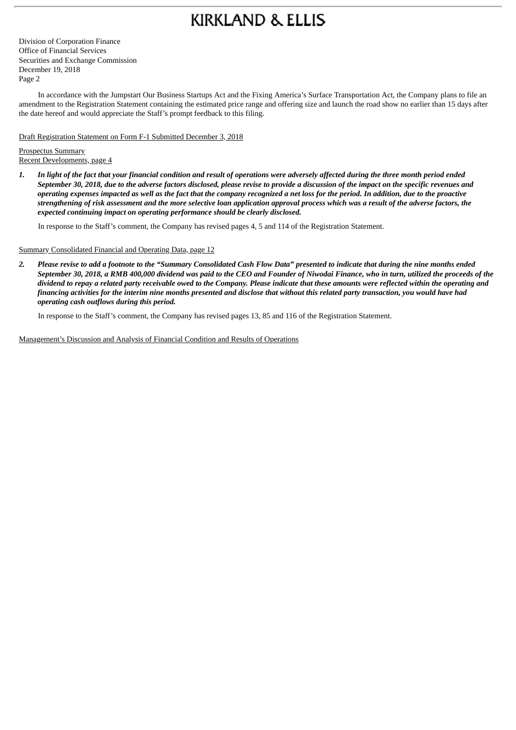Division of Corporation Finance
Office of Financial Services
Securities and Exchange Commission
December 19, 2018

In accordance with the Jumpstart Our Business Startups Act and the Fixing America's Surface Transportation Act, the Company plans to file an amendment to the Registration Statement containing the estimated price range and offering size and launch the road show no earlier than 15 days after the date hereof and would appreciate the Staff's prompt feedback to this filing.

Draft Registration Statement on Form F-1 Submitted December 3, 2018

Prospectus Summary
Recent Developments, page 4

1. ***In light of the fact that your financial condition and result of operations were adversely affected during the three month period ended September 30, 2018, due to the adverse factors disclosed, please revise to provide a discussion of the impact on the specific revenues and operating expenses impacted as well as the fact that the company recognized a net loss for the period. In addition, due to the proactive strengthening of risk assessment and the more selective loan application approval process which was a result of the adverse factors, the expected continuing impact on operating performance should be clearly disclosed.***

   In response to the Staff's comment, the Company has revised pages 4, 5 and 114 of the Registration Statement.

Summary Consolidated Financial and Operating Data, page 12

2. ***Please revise to add a footnote to the "Summary Consolidated Cash Flow Data" presented to indicate that during the nine months ended September 30, 2018, a RMB 400,000 dividend was paid to the CEO and Founder of Niwodai Finance, who in turn, utilized the proceeds of the dividend to repay a related party receivable owed to the Company. Please indicate that these amounts were reflected within the operating and financing activities for the interim nine months presented and disclose that without this related party transaction, you would have had operating cash outflows during this period.***

   In response to the Staff's comment, the Company has revised pages 13, 85 and 116 of the Registration Statement.

Management's Discussion and Analysis of Financial Condition and Results of Operations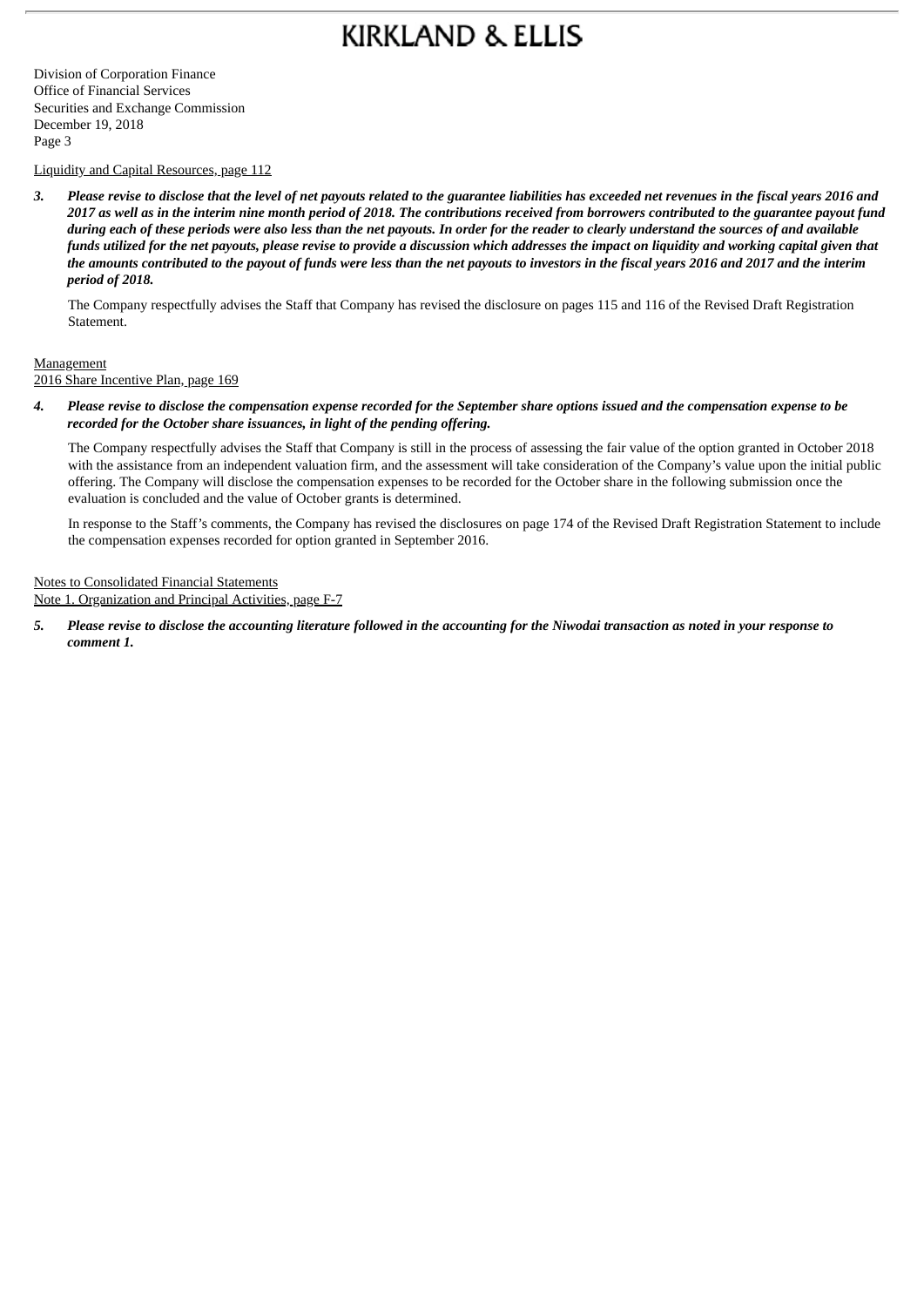Division of Corporation Finance
Office of Financial Services
Securities and Exchange Commission
December 19, 2018
Page 3

Liquidity and Capital Resources, page 112

3. ***Please revise to disclose that the level of net payouts related to the guarantee liabilities has exceeded net revenues in the fiscal years 2016 and 2017 as well as in the interim nine month period of 2018. The contributions received from borrowers contributed to the guarantee payout fund during each of these periods were also less than the net payouts. In order for the reader to clearly understand the sources of and available funds utilized for the net payouts, please revise to provide a discussion which addresses the impact on liquidity and working capital given that the amounts contributed to the payout of funds were less than the net payouts to investors in the fiscal years 2016 and 2017 and the interim period of 2018.***

The Company respectfully advises the Staff that Company has revised the disclosure on pages 115 and 116 of the Revised Draft Registration Statement.

Management
2016 Share Incentive Plan, page 169

4. ***Please revise to disclose the compensation expense recorded for the September share options issued and the compensation expense to be recorded for the October share issuances, in light of the pending offering.***

The Company respectfully advises the Staff that Company is still in the process of assessing the fair value of the option granted in October 2018 with the assistance from an independent valuation firm, and the assessment will take consideration of the Company's value upon the initial public offering. The Company will disclose the compensation expenses to be recorded for the October share in the following submission once the evaluation is concluded and the value of October grants is determined.

In response to the Staff's comments, the Company has revised the disclosures on page 174 of the Revised Draft Registration Statement to include the compensation expenses recorded for option granted in September 2016.

Notes to Consolidated Financial Statements
Note 1. Organization and Principal Activities, page F-7

5. ***Please revise to disclose the accounting literature followed in the accounting for the Niwodai transaction as noted in your response to comment 1.***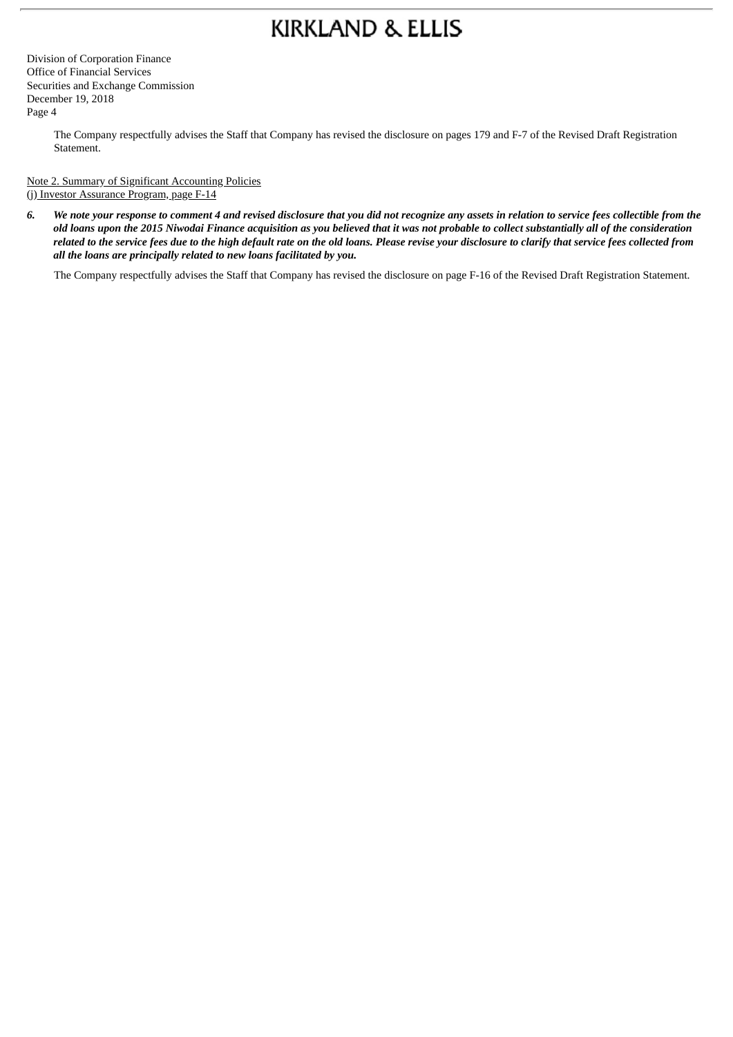The Company respectfully advises the Staff that Company has revised the disclosure on pages 179 and F-7 of the Revised Draft Registration Statement.

Note 2. Summary of Significant Accounting Policies
(j) Investor Assurance Program, page F-14

6. ***We note your response to comment 4 and revised disclosure that you did not recognize any assets in relation to service fees collectible from the old loans upon the 2015 Niwodai Finance acquisition as you believed that it was not probable to collect substantially all of the consideration related to the service fees due to the high default rate on the old loans. Please revise your disclosure to clarify that service fees collected from all the loans are principally related to new loans facilitated by you.***

The Company respectfully advises the Staff that Company has revised the disclosure on page F-16 of the Revised Draft Registration Statement.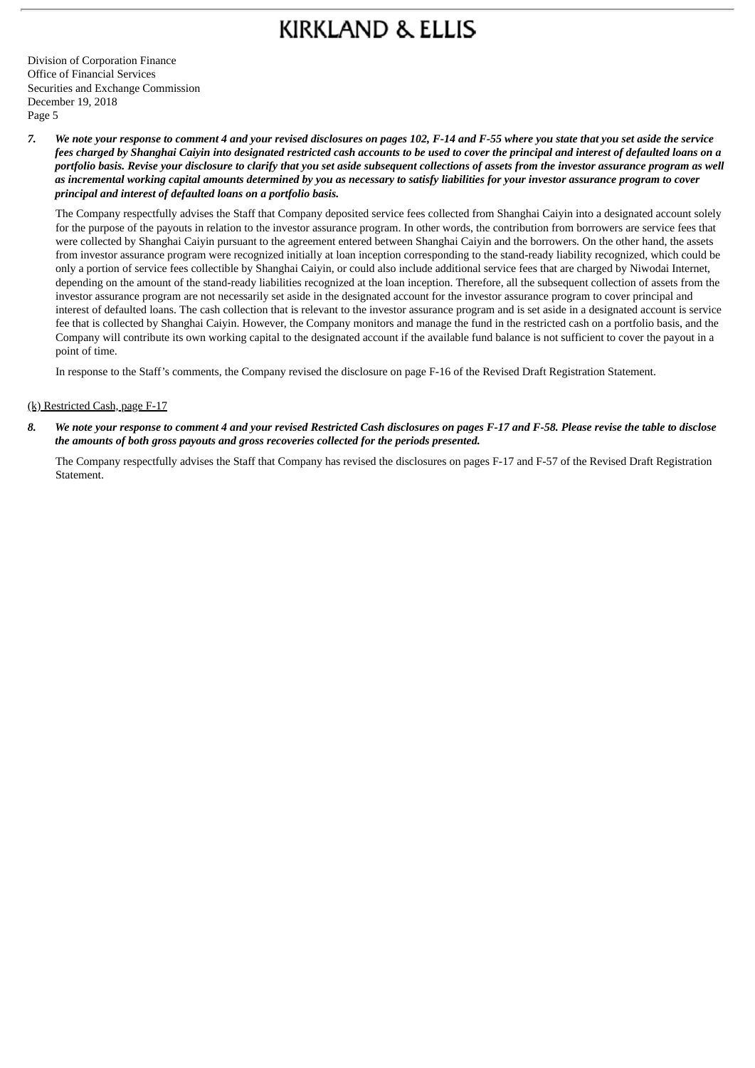Division of Corporation Finance
Office of Financial Services
Securities and Exchange Commission
December 19, 2018
Page 5

7. ***We note your response to comment 4 and your revised disclosures on pages 102, F-14 and F-55 where you state that you set aside the service fees charged by Shanghai Caiyin into designated restricted cash accounts to be used to cover the principal and interest of defaulted loans on a portfolio basis. Revise your disclosure to clarify that you set aside subsequent collections of assets from the investor assurance program as well as incremental working capital amounts determined by you as necessary to satisfy liabilities for your investor assurance program to cover principal and interest of defaulted loans on a portfolio basis.***

The Company respectfully advises the Staff that Company deposited service fees collected from Shanghai Caiyin into a designated account solely for the purpose of the payouts in relation to the investor assurance program. In other words, the contribution from borrowers are service fees that were collected by Shanghai Caiyin pursuant to the agreement entered between Shanghai Caiyin and the borrowers. On the other hand, the assets from investor assurance program were recognized initially at loan inception corresponding to the stand-ready liability recognized, which could be only a portion of service fees collectible by Shanghai Caiyin, or could also include additional service fees that are charged by Niwodai Internet, depending on the amount of the stand-ready liabilities recognized at the loan inception. Therefore, all the subsequent collection of assets from the investor assurance program are not necessarily set aside in the designated account for the investor assurance program to cover principal and interest of defaulted loans. The cash collection that is relevant to the investor assurance program and is set aside in a designated account is service fee that is collected by Shanghai Caiyin. However, the Company monitors and manage the fund in the restricted cash on a portfolio basis, and the Company will contribute its own working capital to the designated account if the available fund balance is not sufficient to cover the payout in a point of time.

In response to the Staff's comments, the Company revised the disclosure on page F-16 of the Revised Draft Registration Statement.

(k) Restricted Cash, page F-17

8. ***We note your response to comment 4 and your revised Restricted Cash disclosures on pages F-17 and F-58. Please revise the table to disclose the amounts of both gross payouts and gross recoveries collected for the periods presented.***

The Company respectfully advises the Staff that Company has revised the disclosures on pages F-17 and F-57 of the Revised Draft Registration Statement.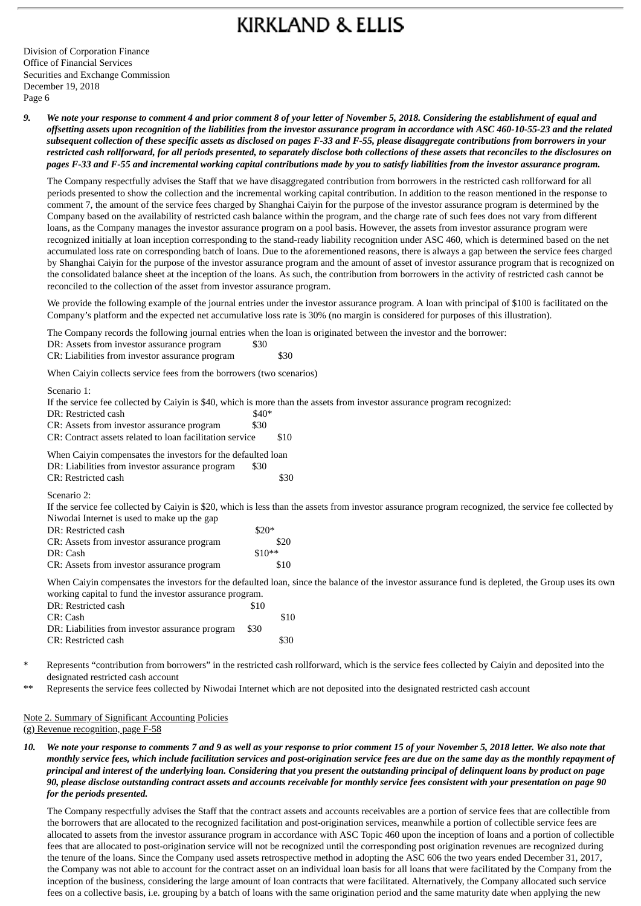Division of Corporation Finance
Office of Financial Services
Securities and Exchange Commission
December 19, 2018
Page 6

***9. We note your response to comment 4 and prior comment 8 of your letter of November 5, 2018. Considering the establishment of equal and offsetting assets upon recognition of the liabilities from the investor assurance program in accordance with ASC 460-10-55-23 and the related subsequent collection of these specific assets as disclosed on pages F-33 and F-55, please disaggregate contributions from borrowers in your restricted cash rollforward, for all periods presented, to separately disclose both collections of these assets that reconciles to the disclosures on pages F-33 and F-55 and incremental working capital contributions made by you to satisfy liabilities from the investor assurance program.***

The Company respectfully advises the Staff that we have disaggregated contribution from borrowers in the restricted cash rollforward for all periods presented to show the collection and the incremental working capital contribution. In addition to the reason mentioned in the response to comment 7, the amount of the service fees charged by Shanghai Caiyin for the purpose of the investor assurance program is determined by the Company based on the availability of restricted cash balance within the program, and the charge rate of such fees does not vary from different loans, as the Company manages the investor assurance program on a pool basis. However, the assets from investor assurance program were recognized initially at loan inception corresponding to the stand-ready liability recognition under ASC 460, which is determined based on the net accumulated loss rate on corresponding batch of loans. Due to the aforementioned reasons, there is always a gap between the service fees charged by Shanghai Caiyin for the purpose of the investor assurance program and the amount of asset of investor assurance program that is recognized on the consolidated balance sheet at the inception of the loans. As such, the contribution from borrowers in the activity of restricted cash cannot be reconciled to the collection of the asset from investor assurance program.

We provide the following example of the journal entries under the investor assurance program. A loan with principal of $100 is facilitated on the Company's platform and the expected net accumulative loss rate is 30% (no margin is considered for purposes of this illustration).

The Company records the following journal entries when the loan is originated between the investor and the borrower:

| | | |
|---|---|---|
| DR: Assets from investor assurance program | $30 | |
| CR: Liabilities from investor assurance program | | $30 |

When Caiyin collects service fees from the borrowers (two scenarios)

Scenario 1:
If the service fee collected by Caiyin is $40, which is more than the assets from investor assurance program recognized:

| | | |
|---|---|---|
| DR: Restricted cash | $40* | |
| CR: Assets from investor assurance program | $30 | |
| CR: Contract assets related to loan facilitation service | | $10 |

When Caiyin compensates the investors for the defaulted loan

| | | |
|---|---|---|
| DR: Liabilities from investor assurance program | $30 | |
| CR: Restricted cash | | $30 |

Scenario 2:
If the service fee collected by Caiyin is $20, which is less than the assets from investor assurance program recognized, the service fee collected by Niwodai Internet is used to make up the gap

| | | |
|---|---|---|
| DR: Restricted cash | $20* | |
| CR: Assets from investor assurance program | | $20 |
| DR: Cash | $10** | |
| CR: Assets from investor assurance program | | $10 |

When Caiyin compensates the investors for the defaulted loan, since the balance of the investor assurance fund is depleted, the Group uses its own working capital to fund the investor assurance program.

| | | |
|---|---|---|
| DR: Restricted cash | $10 | |
| CR: Cash | | $10 |
| DR: Liabilities from investor assurance program | $30 | |
| CR: Restricted cash | | $30 |

\* Represents "contribution from borrowers" in the restricted cash rollforward, which is the service fees collected by Caiyin and deposited into the designated restricted cash account

\*\* Represents the service fees collected by Niwodai Internet which are not deposited into the designated restricted cash account

Note 2. Summary of Significant Accounting Policies
(g) Revenue recognition, page F-58

***10. We note your response to comments 7 and 9 as well as your response to prior comment 15 of your November 5, 2018 letter. We also note that monthly service fees, which include facilitation services and post-origination service fees are due on the same day as the monthly repayment of principal and interest of the underlying loan. Considering that you present the outstanding principal of delinquent loans by product on page 90, please disclose outstanding contract assets and accounts receivable for monthly service fees consistent with your presentation on page 90 for the periods presented.***

The Company respectfully advises the Staff that the contract assets and accounts receivables are a portion of service fees that are collectible from the borrowers that are allocated to the recognized facilitation and post-origination services, meanwhile a portion of collectible service fees are allocated to assets from the investor assurance program in accordance with ASC Topic 460 upon the inception of loans and a portion of collectible fees that are allocated to post-origination service will not be recognized until the corresponding post origination revenues are recognized during the tenure of the loans. Since the Company used assets retrospective method in adopting the ASC 606 the two years ended December 31, 2017, the Company was not able to account for the contract asset on an individual loan basis for all loans that were facilitated by the Company from the inception of the business, considering the large amount of loan contracts that were facilitated. Alternatively, the Company allocated such service fees on a collective basis, i.e. grouping by a batch of loans with the same origination period and the same maturity date when applying the new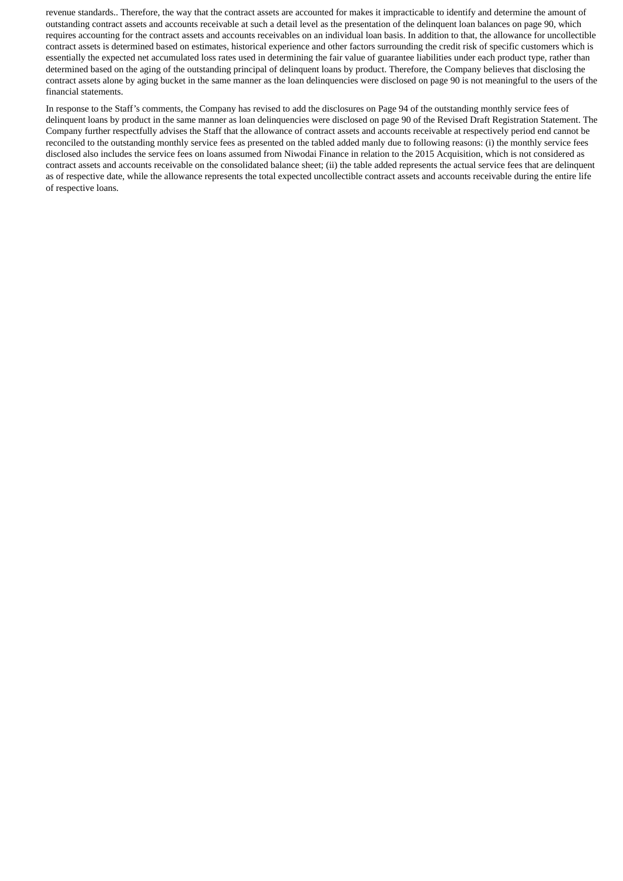revenue standards.. Therefore, the way that the contract assets are accounted for makes it impracticable to identify and determine the amount of outstanding contract assets and accounts receivable at such a detail level as the presentation of the delinquent loan balances on page 90, which requires accounting for the contract assets and accounts receivables on an individual loan basis. In addition to that, the allowance for uncollectible contract assets is determined based on estimates, historical experience and other factors surrounding the credit risk of specific customers which is essentially the expected net accumulated loss rates used in determining the fair value of guarantee liabilities under each product type, rather than determined based on the aging of the outstanding principal of delinquent loans by product. Therefore, the Company believes that disclosing the contract assets alone by aging bucket in the same manner as the loan delinquencies were disclosed on page 90 is not meaningful to the users of the financial statements.

In response to the Staff's comments, the Company has revised to add the disclosures on Page 94 of the outstanding monthly service fees of delinquent loans by product in the same manner as loan delinquencies were disclosed on page 90 of the Revised Draft Registration Statement. The Company further respectfully advises the Staff that the allowance of contract assets and accounts receivable at respectively period end cannot be reconciled to the outstanding monthly service fees as presented on the tabled added manly due to following reasons: (i) the monthly service fees disclosed also includes the service fees on loans assumed from Niwodai Finance in relation to the 2015 Acquisition, which is not considered as contract assets and accounts receivable on the consolidated balance sheet; (ii) the table added represents the actual service fees that are delinquent as of respective date, while the allowance represents the total expected uncollectible contract assets and accounts receivable during the entire life of respective loans.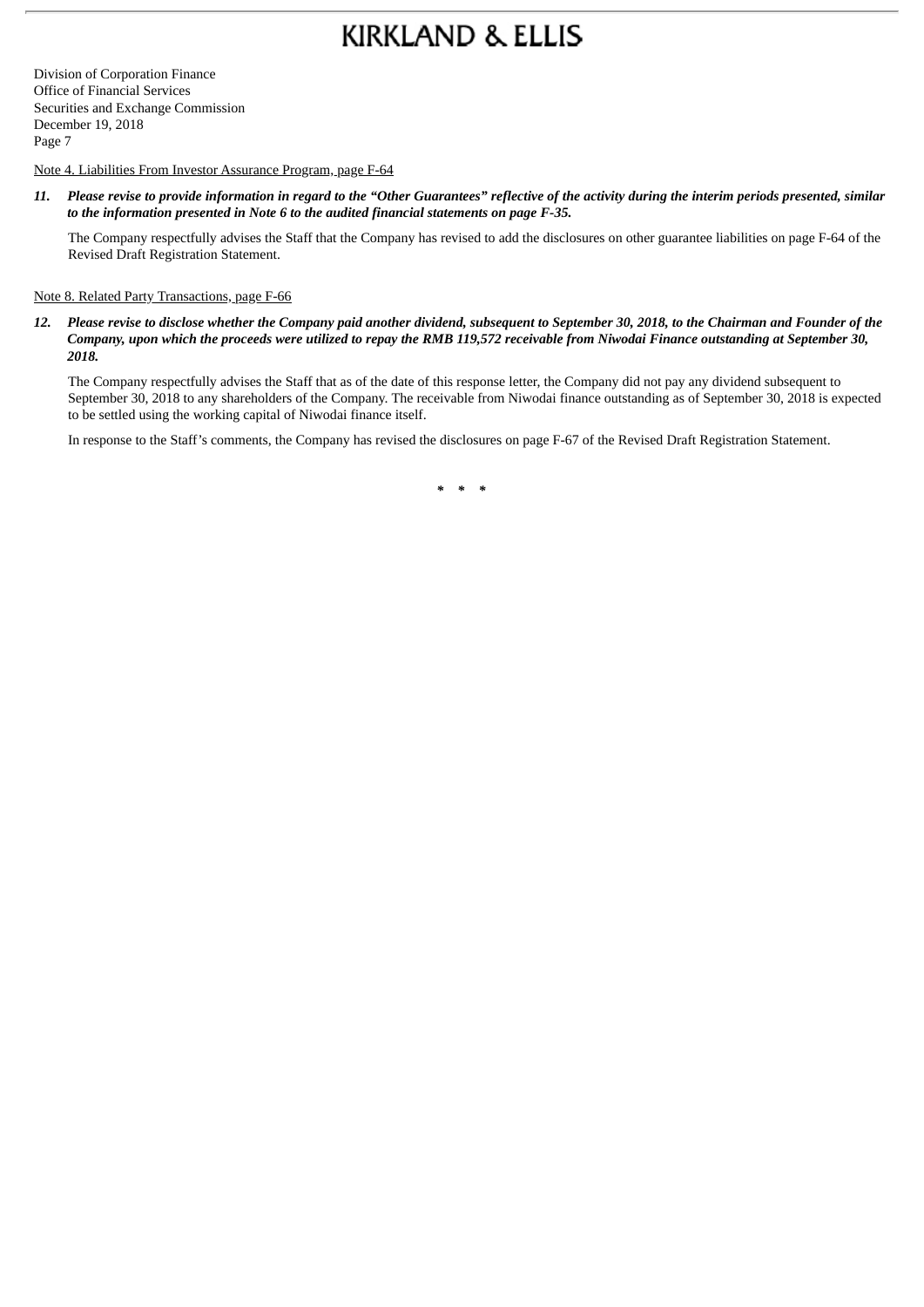Division of Corporation Finance
Office of Financial Services
Securities and Exchange Commission
December 19, 2018
Page 7

Note 4. Liabilities From Investor Assurance Program, page F-64

11. ***Please revise to provide information in regard to the "Other Guarantees" reflective of the activity during the interim periods presented, similar to the information presented in Note 6 to the audited financial statements on page F-35.***

The Company respectfully advises the Staff that the Company has revised to add the disclosures on other guarantee liabilities on page F-64 of the Revised Draft Registration Statement.

Note 8. Related Party Transactions, page F-66

12. ***Please revise to disclose whether the Company paid another dividend, subsequent to September 30, 2018, to the Chairman and Founder of the Company, upon which the proceeds were utilized to repay the RMB 119,572 receivable from Niwodai Finance outstanding at September 30, 2018.***

The Company respectfully advises the Staff that as of the date of this response letter, the Company did not pay any dividend subsequent to September 30, 2018 to any shareholders of the Company. The receivable from Niwodai finance outstanding as of September 30, 2018 is expected to be settled using the working capital of Niwodai finance itself.

In response to the Staff's comments, the Company has revised the disclosures on page F-67 of the Revised Draft Registration Statement.

\* \* \*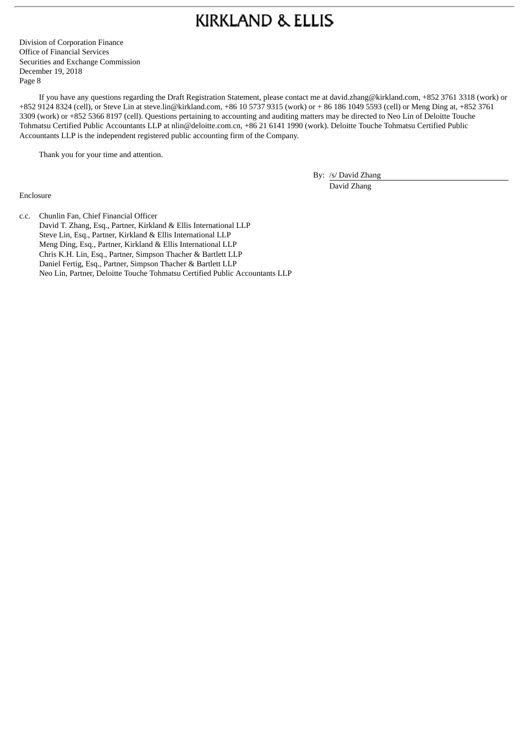Division of Corporation Finance
Office of Financial Services
Securities and Exchange Commission
December 19, 2018

If you have any questions regarding the Draft Registration Statement, please contact me at david.zhang@kirkland.com, +852 3761 3318 (work) or +852 9124 8324 (cell), or Steve Lin at steve.lin@kirkland.com, +86 10 5737 9315 (work) or + 86 186 1049 5593 (cell) or Meng Ding at, +852 3761 3309 (work) or +852 5366 8197 (cell). Questions pertaining to accounting and auditing matters may be directed to Neo Lin of Deloitte Touche Tohmatsu Certified Public Accountants LLP at nlin@deloitte.com.cn, +86 21 6141 1990 (work). Deloitte Touche Tohmatsu Certified Public Accountants LLP is the independent registered public accounting firm of the Company.

Thank you for your time and attention.

By: /s/ David Zhang
David Zhang

Enclosure

c.c. Chunlin Fan, Chief Financial Officer
David T. Zhang, Esq., Partner, Kirkland & Ellis International LLP
Steve Lin, Esq., Partner, Kirkland & Ellis International LLP
Meng Ding, Esq., Partner, Kirkland & Ellis International LLP
Chris K.H. Lin, Esq., Partner, Simpson Thacher & Bartlett LLP
Daniel Fertig, Esq., Partner, Simpson Thacher & Bartlett LLP
Neo Lin, Partner, Deloitte Touche Tohmatsu Certified Public Accountants LLP